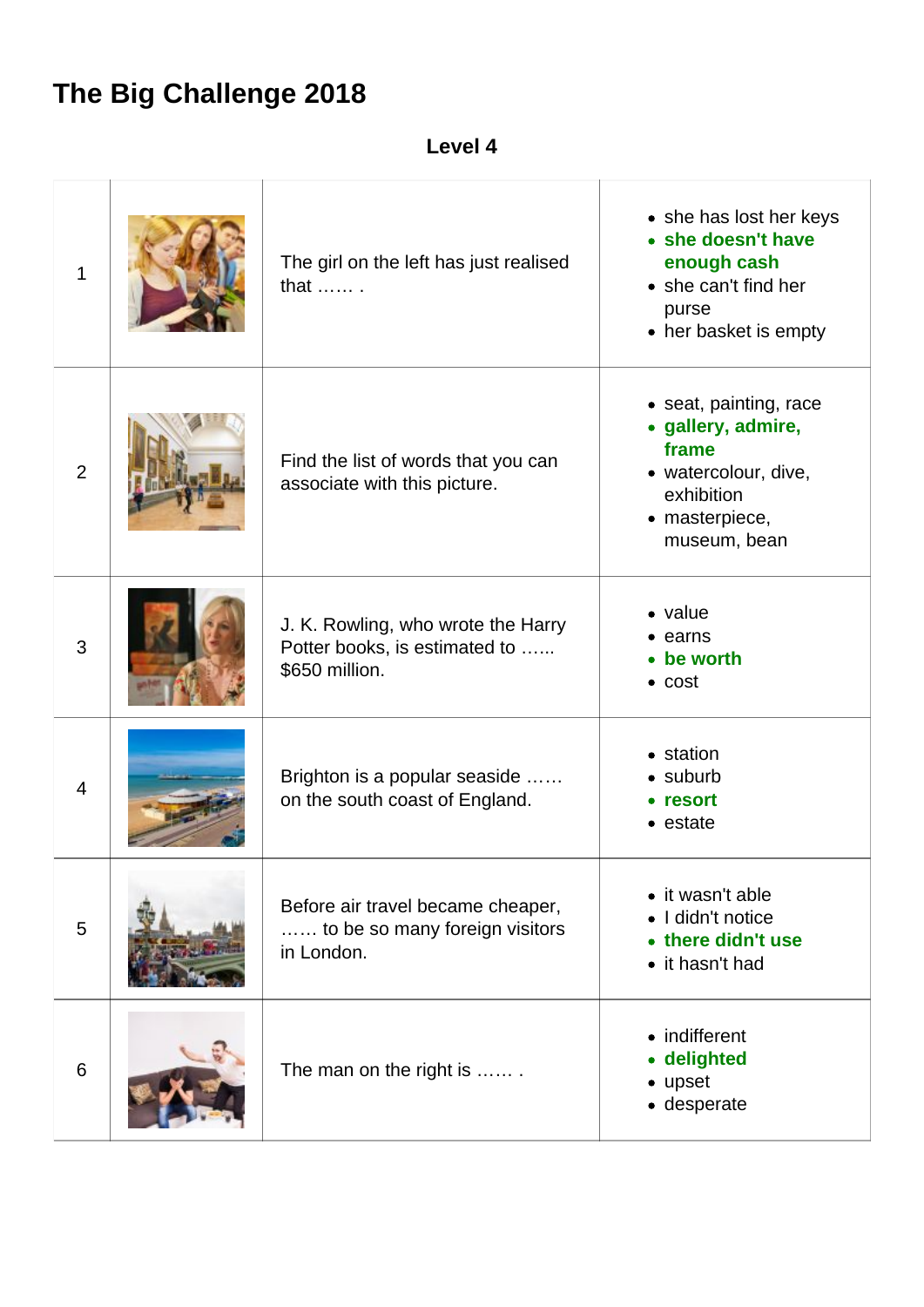# The Big Challenge 2018

**Level 4**

| | | | |
|---|---|---|---|
| 1 | | The girl on the left has just realised that …… . | • she has lost her keys<br>• **she doesn't have enough cash**<br>• she can't find her purse<br>• her basket is empty |
| 2 | | Find the list of words that you can associate with this picture. | • seat, painting, race<br>• **gallery, admire, frame**<br>• watercolour, dive, exhibition<br>• masterpiece, museum, bean |
| 3 | | J. K. Rowling, who wrote the Harry Potter books, is estimated to …... $650 million. | • value<br>• earns<br>• **be worth**<br>• cost |
| 4 | | Brighton is a popular seaside …… on the south coast of England. | • station<br>• suburb<br>• **resort**<br>• estate |
| 5 | | Before air travel became cheaper, …… to be so many foreign visitors in London. | • it wasn't able<br>• I didn't notice<br>• **there didn't use**<br>• it hasn't had |
| 6 | | The man on the right is …… . | • indifferent<br>• **delighted**<br>• upset<br>• desperate |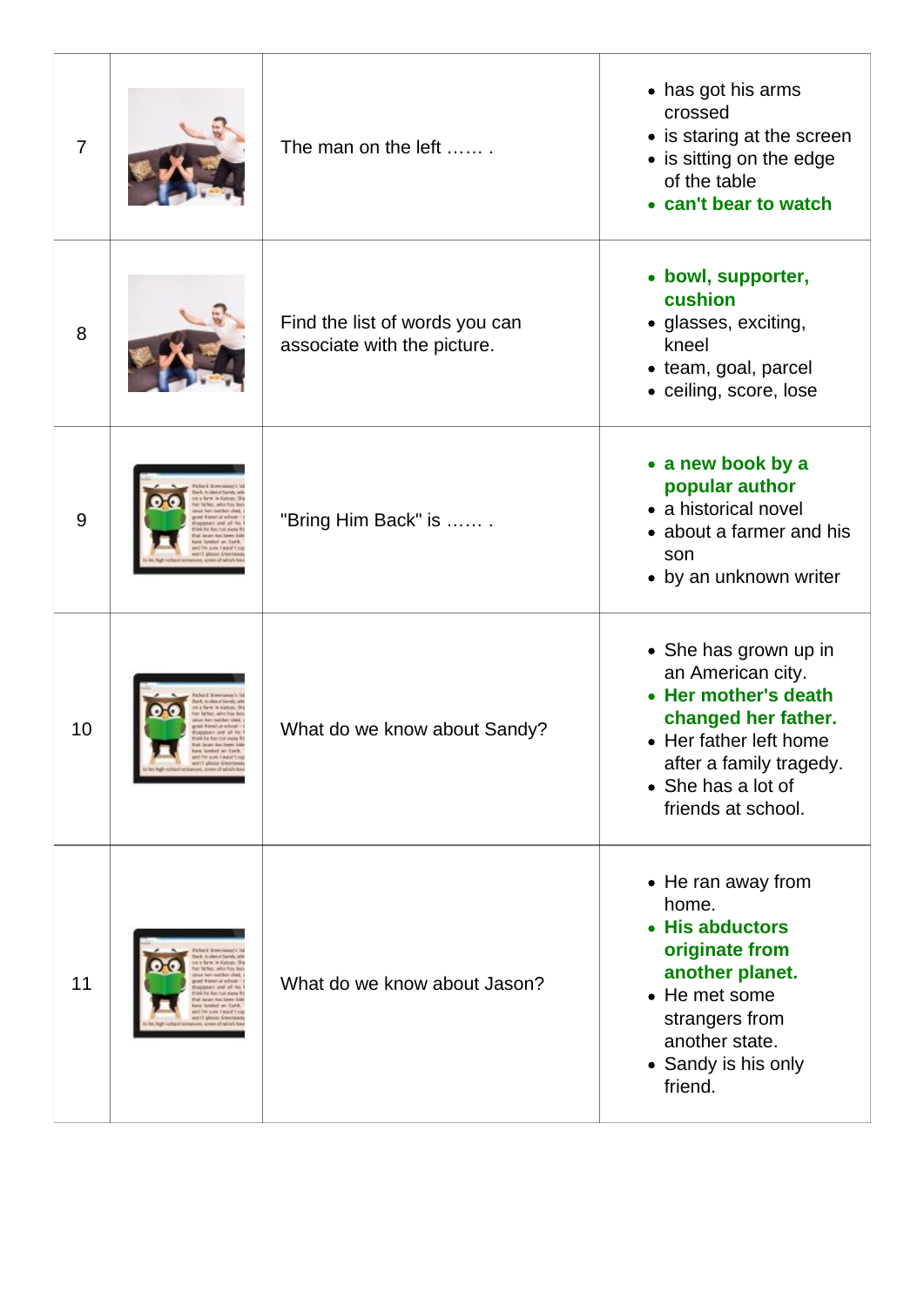| | | | |
|---|---|---|---|
| 7 | | The man on the left …… . | • has got his arms crossed<br>• is staring at the screen<br>• is sitting on the edge of the table<br>• **can't bear to watch** |
| 8 | | Find the list of words you can associate with the picture. | • **bowl, supporter, cushion**<br>• glasses, exciting, kneel<br>• team, goal, parcel<br>• ceiling, score, lose |
| 9 | | "Bring Him Back" is …… . | • **a new book by a popular author**<br>• a historical novel<br>• about a farmer and his son<br>• by an unknown writer |
| 10 | | What do we know about Sandy? | • She has grown up in an American city.<br>• **Her mother's death changed her father.**<br>• Her father left home after a family tragedy.<br>• She has a lot of friends at school. |
| 11 | | What do we know about Jason? | • He ran away from home.<br>• **His abductors originate from another planet.**<br>• He met some strangers from another state.<br>• Sandy is his only friend. |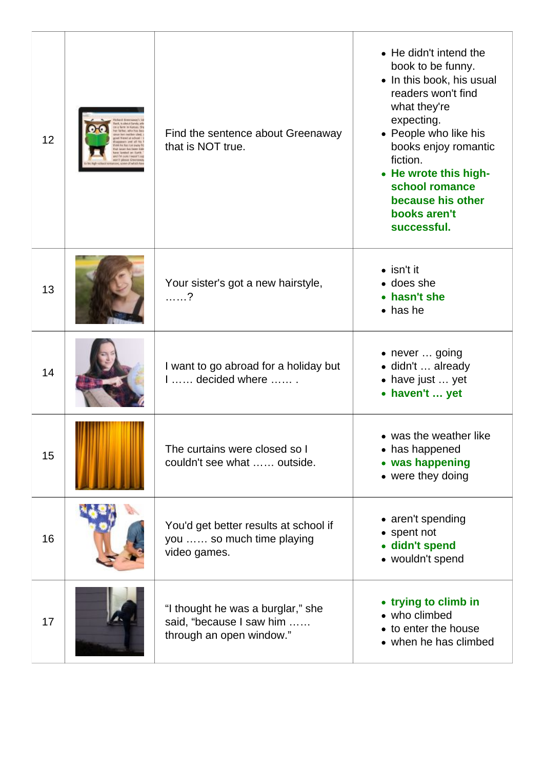| 12 | | Find the sentence about Greenaway that is NOT true. | • He didn't intend the book to be funny.<br>• In this book, his usual readers won't find what they're expecting.<br>• People who like his books enjoy romantic fiction.<br>• **He wrote this high-school romance because his other books aren't successful.** |
|---|---|---|---|
| 13 | | Your sister's got a new hairstyle, ……? | • isn't it<br>• does she<br>• **hasn't she**<br>• has he |
| 14 | | I want to go abroad for a holiday but I …… decided where …… . | • never … going<br>• didn't … already<br>• have just … yet<br>• **haven't … yet** |
| 15 | | The curtains were closed so I couldn't see what …… outside. | • was the weather like<br>• has happened<br>• **was happening**<br>• were they doing |
| 16 | | You'd get better results at school if you …… so much time playing video games. | • aren't spending<br>• spent not<br>• **didn't spend**<br>• wouldn't spend |
| 17 | | "I thought he was a burglar," she said, "because I saw him …… through an open window." | • **trying to climb in**<br>• who climbed<br>• to enter the house<br>• when he has climbed |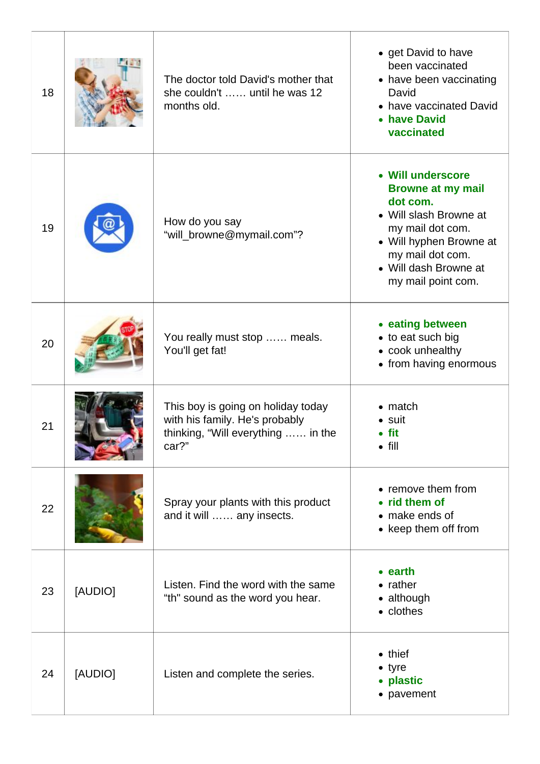| | | | |
|---|---|---|---|
| 18 | | The doctor told David's mother that she couldn't …… until he was 12 months old. | • get David to have been vaccinated<br>• have been vaccinating David<br>• have vaccinated David<br>• **have David vaccinated** |
| 19 | | How do you say "will_browne@mymail.com"? | • **Will underscore Browne at my mail dot com.**<br>• Will slash Browne at my mail dot com.<br>• Will hyphen Browne at my mail dot com.<br>• Will dash Browne at my mail point com. |
| 20 | | You really must stop …… meals. You'll get fat! | • **eating between**<br>• to eat such big<br>• cook unhealthy<br>• from having enormous |
| 21 | | This boy is going on holiday today with his family. He's probably thinking, "Will everything …… in the car?" | • match<br>• suit<br>• **fit**<br>• fill |
| 22 | | Spray your plants with this product and it will …… any insects. | • remove them from<br>• **rid them of**<br>• make ends of<br>• keep them off from |
| 23 | [AUDIO] | Listen. Find the word with the same "th" sound as the word you hear. | • **earth**<br>• rather<br>• although<br>• clothes |
| 24 | [AUDIO] | Listen and complete the series. | • thief<br>• tyre<br>• **plastic**<br>• pavement |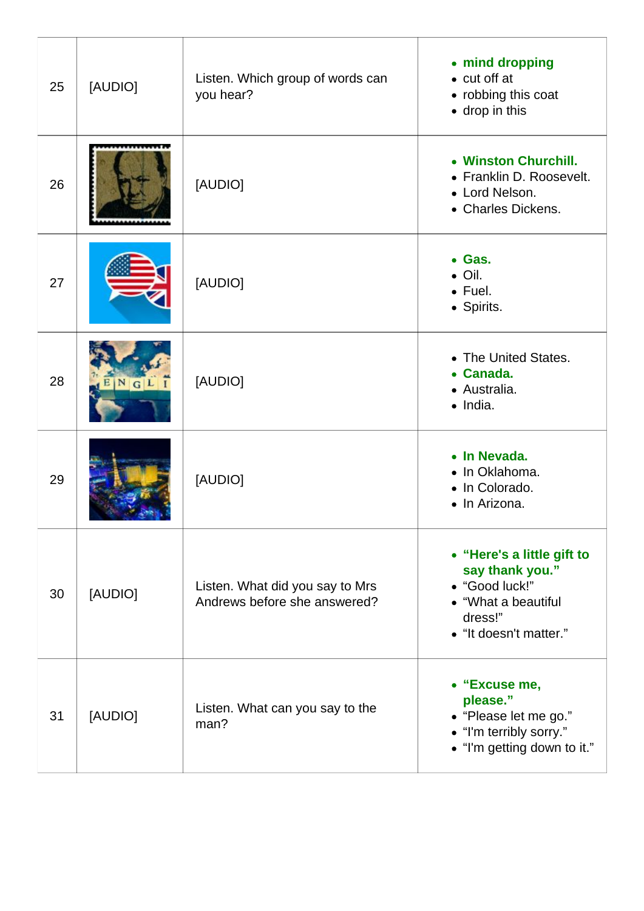| | | | |
|---|---|---|---|
| 25 | [AUDIO] | Listen. Which group of words can you hear? | • **mind dropping**<br>• cut off at<br>• robbing this coat<br>• drop in this |
| 26 | | [AUDIO] | • **Winston Churchill.**<br>• Franklin D. Roosevelt.<br>• Lord Nelson.<br>• Charles Dickens. |
| 27 | | [AUDIO] | • **Gas.**<br>• Oil.<br>• Fuel.<br>• Spirits. |
| 28 | | [AUDIO] | • The United States.<br>• **Canada.**<br>• Australia.<br>• India. |
| 29 | | [AUDIO] | • **In Nevada.**<br>• In Oklahoma.<br>• In Colorado.<br>• In Arizona. |
| 30 | [AUDIO] | Listen. What did you say to Mrs Andrews before she answered? | • **"Here's a little gift to say thank you."**<br>• "Good luck!"<br>• "What a beautiful dress!"<br>• "It doesn't matter." |
| 31 | [AUDIO] | Listen. What can you say to the man? | • **"Excuse me, please."**<br>• "Please let me go."<br>• "I'm terribly sorry."<br>• "I'm getting down to it." |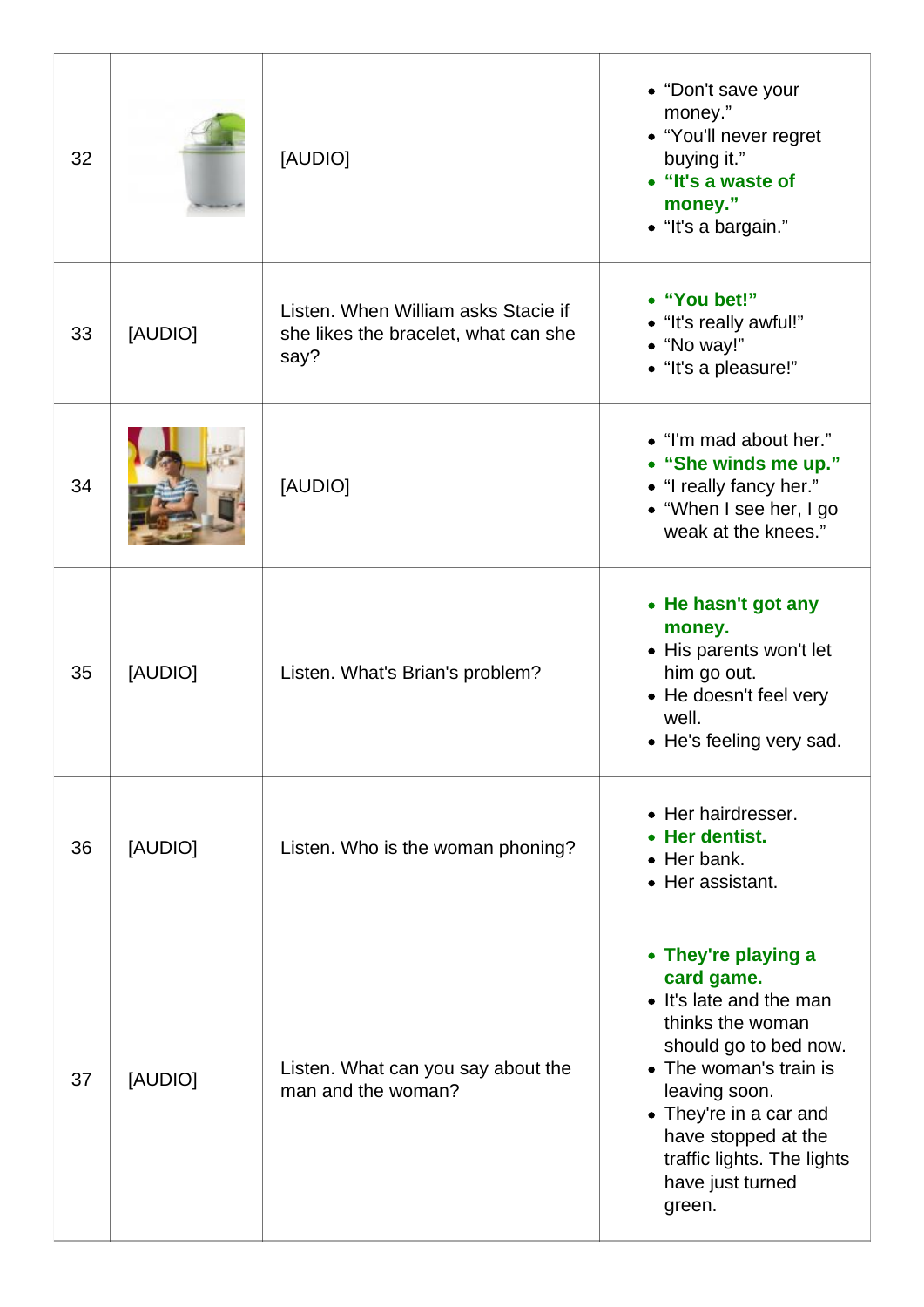| | | | |
|---|---|---|---|
| 32 | | [AUDIO] | • "Don't save your money."<br>• "You'll never regret buying it."<br>• **"It's a waste of money."**<br>• "It's a bargain." |
| 33 | [AUDIO] | Listen. When William asks Stacie if she likes the bracelet, what can she say? | • **"You bet!"**<br>• "It's really awful!"<br>• "No way!"<br>• "It's a pleasure!" |
| 34 | | [AUDIO] | • "I'm mad about her."<br>• **"She winds me up."**<br>• "I really fancy her."<br>• "When I see her, I go weak at the knees." |
| 35 | [AUDIO] | Listen. What's Brian's problem? | • **He hasn't got any money.**<br>• His parents won't let him go out.<br>• He doesn't feel very well.<br>• He's feeling very sad. |
| 36 | [AUDIO] | Listen. Who is the woman phoning? | • Her hairdresser.<br>• **Her dentist.**<br>• Her bank.<br>• Her assistant. |
| 37 | [AUDIO] | Listen. What can you say about the man and the woman? | • **They're playing a card game.**<br>• It's late and the man thinks the woman should go to bed now.<br>• The woman's train is leaving soon.<br>• They're in a car and have stopped at the traffic lights. The lights have just turned green. |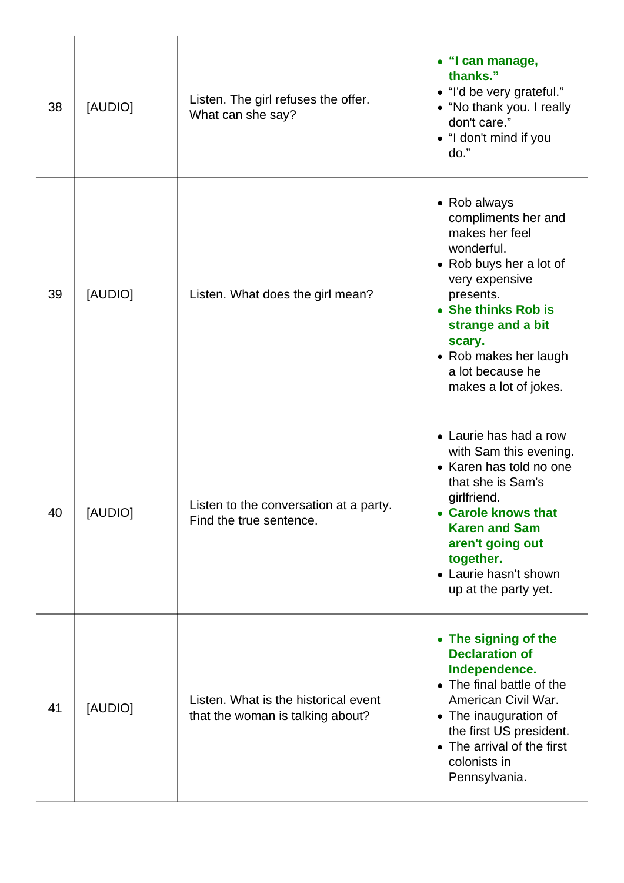| | | | |
|---|---|---|---|
| 38 | [AUDIO] | Listen. The girl refuses the offer. What can she say? | • **"I can manage, thanks."**<br>• "I'd be very grateful."<br>• "No thank you. I really don't care."<br>• "I don't mind if you do." |
| 39 | [AUDIO] | Listen. What does the girl mean? | • Rob always compliments her and makes her feel wonderful.<br>• Rob buys her a lot of very expensive presents.<br>• **She thinks Rob is strange and a bit scary.**<br>• Rob makes her laugh a lot because he makes a lot of jokes. |
| 40 | [AUDIO] | Listen to the conversation at a party. Find the true sentence. | • Laurie has had a row with Sam this evening.<br>• Karen has told no one that she is Sam's girlfriend.<br>• **Carole knows that Karen and Sam aren't going out together.**<br>• Laurie hasn't shown up at the party yet. |
| 41 | [AUDIO] | Listen. What is the historical event that the woman is talking about? | • **The signing of the Declaration of Independence.**<br>• The final battle of the American Civil War.<br>• The inauguration of the first US president.<br>• The arrival of the first colonists in Pennsylvania. |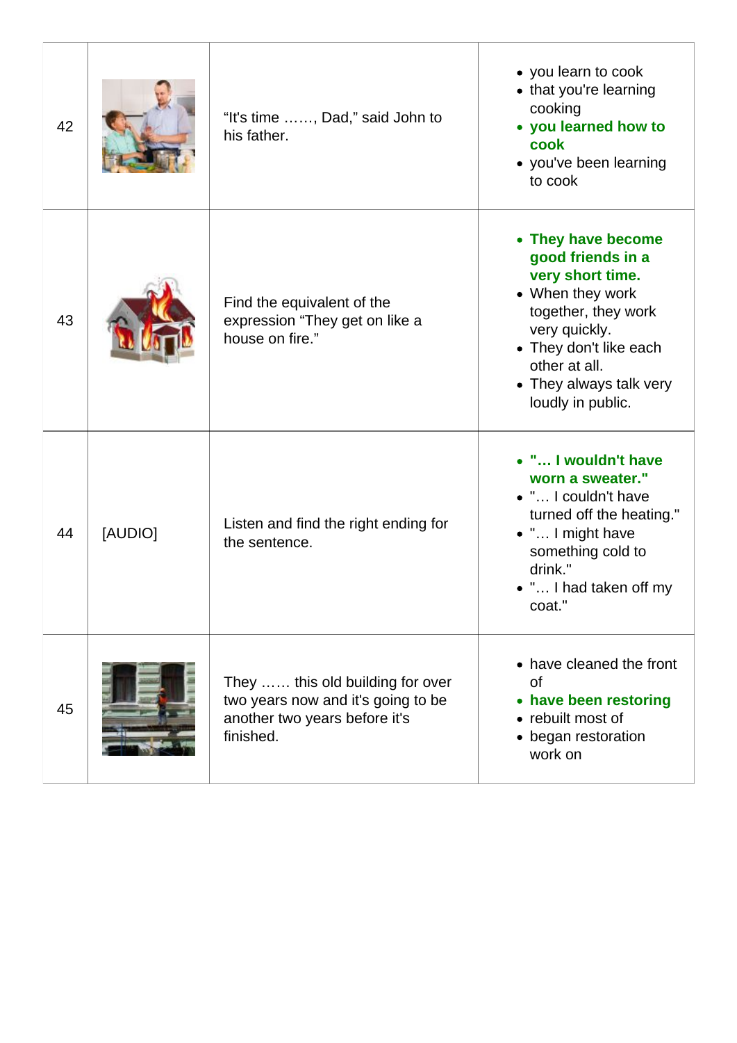| | | | |
|---|---|---|---|
| 42 | | "It's time ……, Dad," said John to his father. | • you learn to cook<br>• that you're learning cooking<br>• **you learned how to cook**<br>• you've been learning to cook |
| 43 | | Find the equivalent of the expression "They get on like a house on fire." | • **They have become good friends in a very short time.**<br>• When they work together, they work very quickly.<br>• They don't like each other at all.<br>• They always talk very loudly in public. |
| 44 | [AUDIO] | Listen and find the right ending for the sentence. | • **"… I wouldn't have worn a sweater."**<br>• "… I couldn't have turned off the heating."<br>• "… I might have something cold to drink."<br>• "… I had taken off my coat." |
| 45 | | They …… this old building for over two years now and it's going to be another two years before it's finished. | • have cleaned the front of<br>• **have been restoring**<br>• rebuilt most of<br>• began restoration work on |